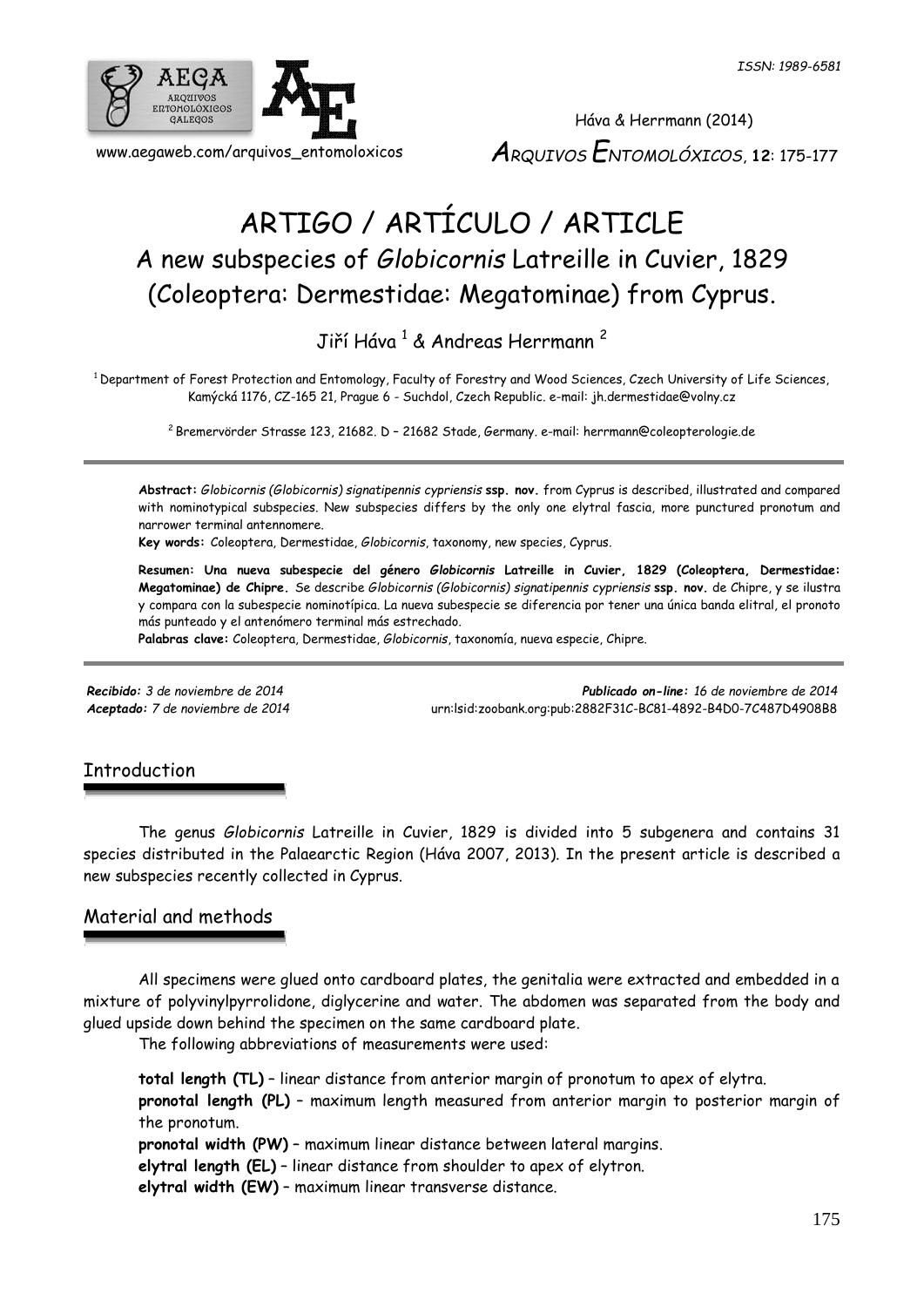# ARTIGO / ARTÍCULO / ARTICLE

## A new subspecies of *Globicornis* Latreille in Cuvier, 1829 (Coleoptera: Dermestidae: Megatominae) from Cyprus.

Jiří Háva [1] & Andreas Herrmann [2]

[1] Department of Forest Protection and Entomology, Faculty of Forestry and Wood Sciences, Czech University of Life Sciences, Kamýcká 1176, CZ-165 21, Prague 6 - Suchdol, Czech Republic. e-mail: jh.dermestidae@volny.cz

[2] Bremervörder Strasse 123, 21682. D – 21682 Stade, Germany. e-mail: herrmann@coleopterologie.de

**Abstract:** *Globicornis (Globicornis) signatipennis cypriensis* **ssp. nov.** from Cyprus is described, illustrated and compared with nominotypical subspecies. New subspecies differs by the only one elytral fascia, more punctured pronotum and narrower terminal antennomere.

**Key words:** Coleoptera, Dermestidae, *Globicornis*, taxonomy, new species, Cyprus.

**Resumen: Una nueva subespecie del género *Globicornis* Latreille in Cuvier, 1829 (Coleoptera, Dermestidae: Megatominae) de Chipre.** Se describe *Globicornis (Globicornis) signatipennis cypriensis* **ssp. nov.** de Chipre, y se ilustra y compara con la subespecie nominotípica. La nueva subespecie se diferencia por tener una única banda elitral, el pronoto más punteado y el antenómero terminal más estrechado.

**Palabras clave:** Coleoptera, Dermestidae, *Globicornis*, taxonomía, nueva especie, Chipre.

*Recibido:* 3 de noviembre de 2014
*Aceptado:* 7 de noviembre de 2014
*Publicado on-line:* 16 de noviembre de 2014
urn:lsid:zoobank.org:pub:2882F31C-BC81-4892-B4D0-7C487D4908B8

## Introduction

The genus *Globicornis* Latreille in Cuvier, 1829 is divided into 5 subgenera and contains 31 species distributed in the Palaearctic Region (Háva 2007, 2013). In the present article is described a new subspecies recently collected in Cyprus.

## Material and methods

All specimens were glued onto cardboard plates, the genitalia were extracted and embedded in a mixture of polyvinylpyrrolidone, diglycerine and water. The abdomen was separated from the body and glued upside down behind the specimen on the same cardboard plate.

The following abbreviations of measurements were used:

**total length (TL)** – linear distance from anterior margin of pronotum to apex of elytra.

**pronotal length (PL)** – maximum length measured from anterior margin to posterior margin of the pronotum.

**pronotal width (PW)** – maximum linear distance between lateral margins.

**elytral length (EL)** – linear distance from shoulder to apex of elytron.

**elytral width (EW)** – maximum linear transverse distance.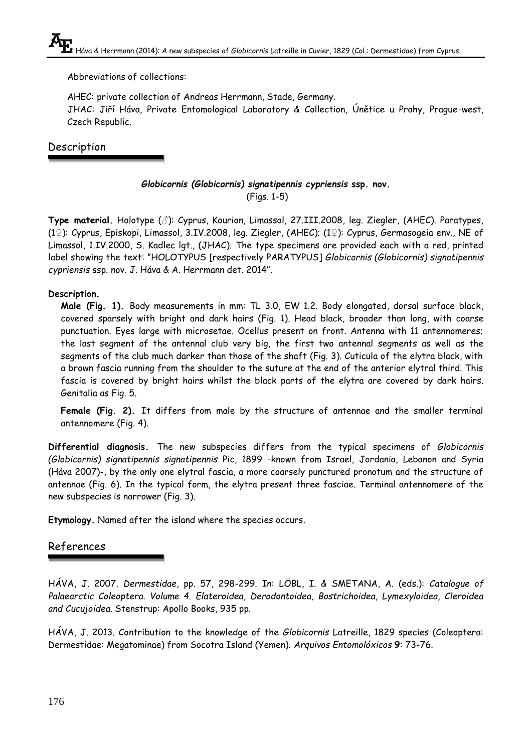Abbreviations of collections:

AHEC: private collection of Andreas Herrmann, Stade, Germany.
JHAC: Jiří Háva, Private Entomological Laboratory & Collection, Únětice u Prahy, Prague-west, Czech Republic.

## Description

### *Globicornis (Globicornis) signatipennis cypriensis* ssp. nov.
(Figs. 1-5)

**Type material.** Holotype (♂): Cyprus, Kourion, Limassol, 27.III.2008, leg. Ziegler, (AHEC). Paratypes, (1♀): Cyprus, Episkopi, Limassol, 3.IV.2008, leg. Ziegler, (AHEC); (1♀): Cyprus, Germasogeia env., NE of Limassol, 1.IV.2000, S. Kadlec lgt., (JHAC). The type specimens are provided each with a red, printed label showing the text: "HOLOTYPUS [respectively PARATYPUS] *Globicornis (Globicornis) signatipennis cypriensis* ssp. nov. J. Háva & A. Herrmann det. 2014".

**Description.**

**Male (Fig. 1).** Body measurements in mm: TL 3.0, EW 1.2. Body elongated, dorsal surface black, covered sparsely with bright and dark hairs (Fig. 1). Head black, broader than long, with coarse punctuation. Eyes large with microsetae. Ocellus present on front. Antenna with 11 antennomeres; the last segment of the antennal club very big, the first two antennal segments as well as the segments of the club much darker than those of the shaft (Fig. 3). Cuticula of the elytra black, with a brown fascia running from the shoulder to the suture at the end of the anterior elytral third. This fascia is covered by bright hairs whilst the black parts of the elytra are covered by dark hairs. Genitalia as Fig. 5.

**Female (Fig. 2).** It differs from male by the structure of antennae and the smaller terminal antennomere (Fig. 4).

**Differential diagnosis.** The new subspecies differs from the typical specimens of *Globicornis (Globicornis) signatipennis signatipennis* Pic, 1899 -known from Israel, Jordania, Lebanon and Syria (Háva 2007)-, by the only one elytral fascia, a more coarsely punctured pronotum and the structure of antennae (Fig. 6). In the typical form, the elytra present three fasciae. Terminal antennomere of the new subspecies is narrower (Fig. 3).

**Etymology.** Named after the island where the species occurs.

## References

HÁVA, J. 2007. *Dermestidae*, pp. 57, 298-299. In: LÖBL, I. & SMETANA, A. (eds.): *Catalogue of Palaearctic Coleoptera. Volume 4. Elateroidea, Derodontoidea, Bostrichoidea, Lymexyloidea, Cleroidea and Cucujoidea*. Stenstrup: Apollo Books, 935 pp.

HÁVA, J. 2013. Contribution to the knowledge of the *Globicornis* Latreille, 1829 species (Coleoptera: Dermestidae: Megatominae) from Socotra Island (Yemen). *Arquivos Entomolóxicos* **9**: 73-76.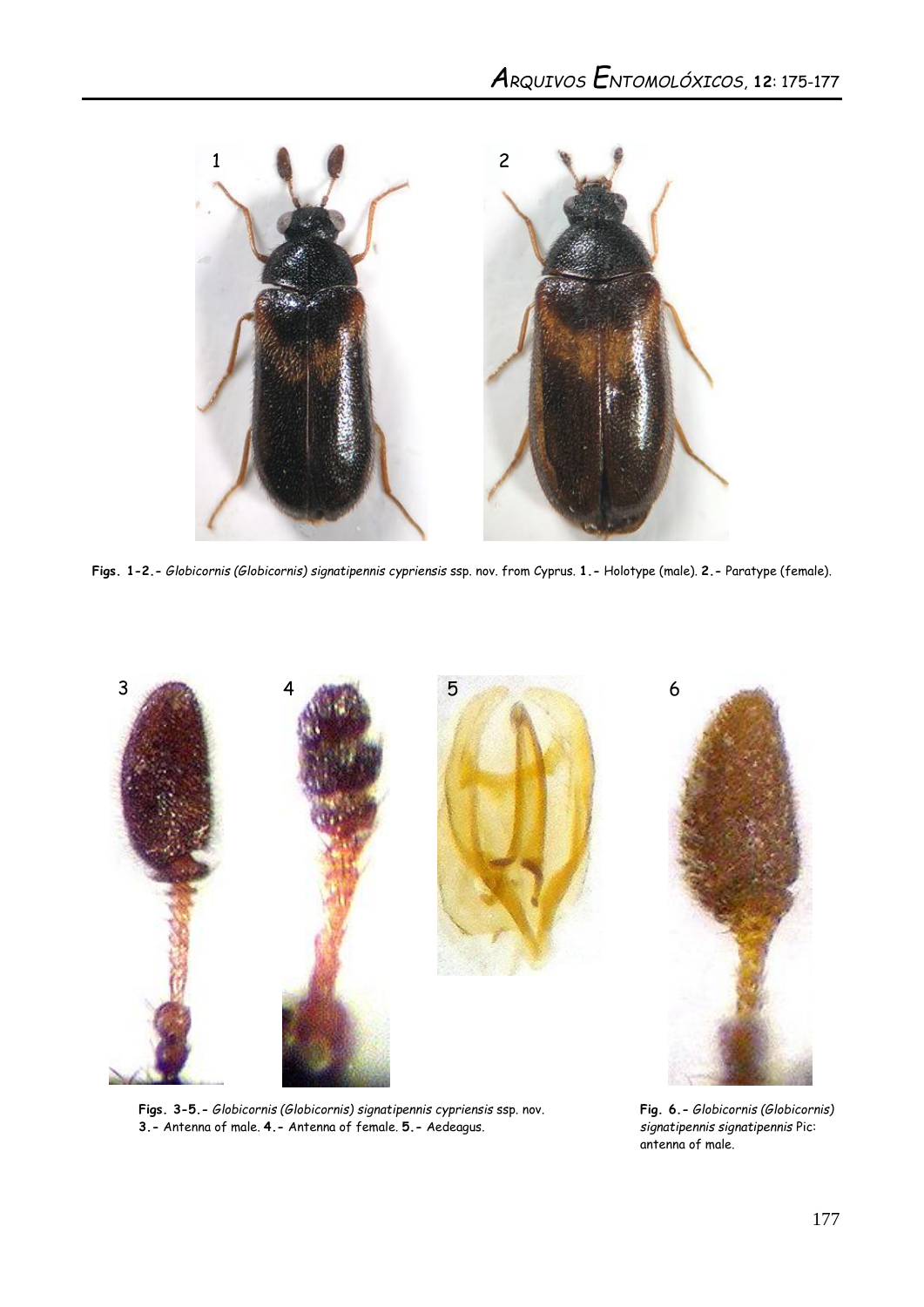**Figs. 1-2.-** *Globicornis (Globicornis) signatipennis cypriensis* ssp. nov. from Cyprus. **1.-** Holotype (male). **2.-** Paratype (female).

**Figs. 3-5.-** *Globicornis (Globicornis) signatipennis cypriensis* ssp. nov. **3.-** Antenna of male. **4.-** Antenna of female. **5.-** Aedeagus.

**Fig. 6.-** *Globicornis (Globicornis) signatipennis signatipennis* Pic: antenna of male.